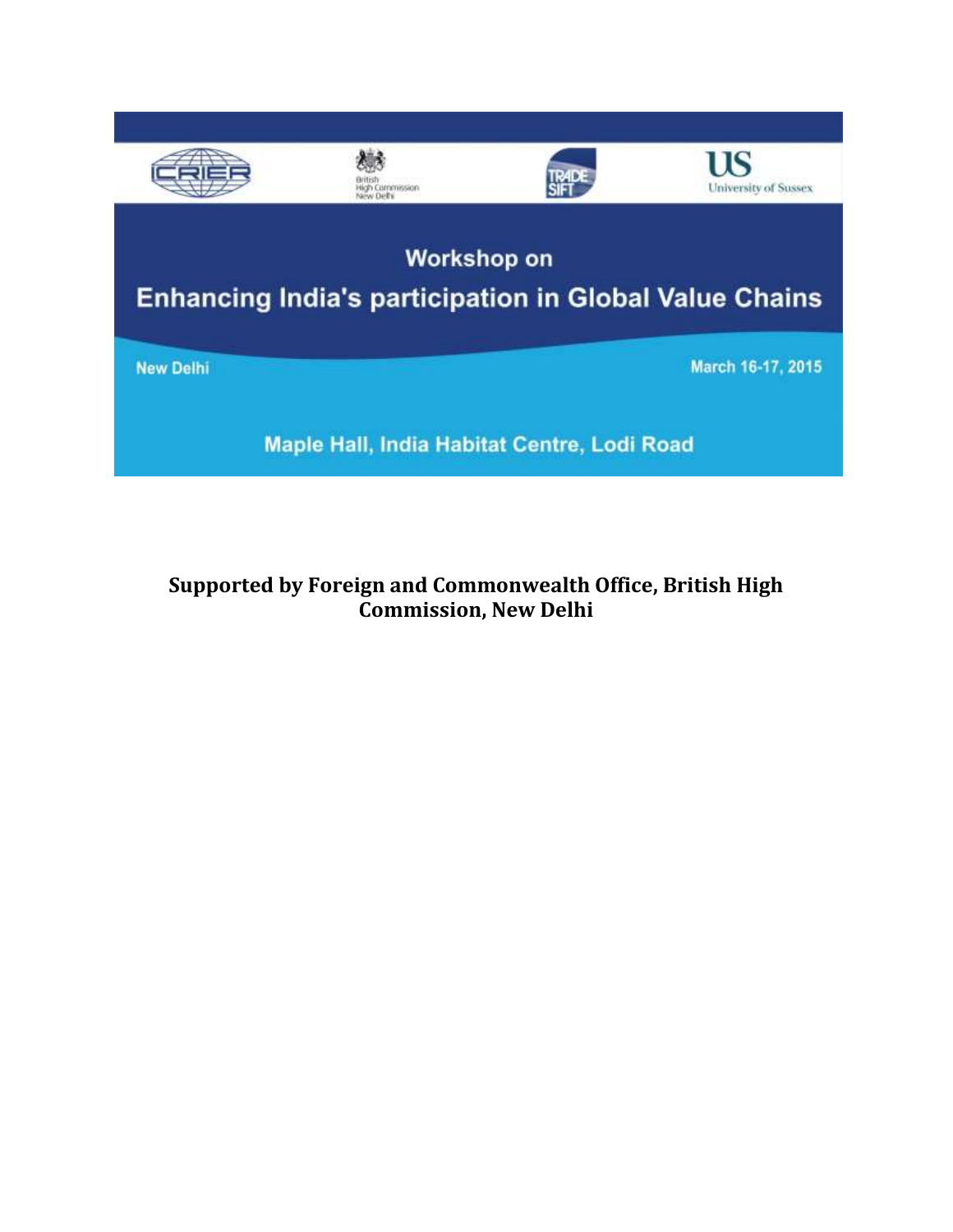CRIER | British High Commission New Delhi | TRADE SIFT | US University of Sussex

# Workshop on

# Enhancing India's participation in Global Value Chains

New Delhi

March 16-17, 2015

Maple Hall, India Habitat Centre, Lodi Road

**Supported by Foreign and Commonwealth Office, British High Commission, New Delhi**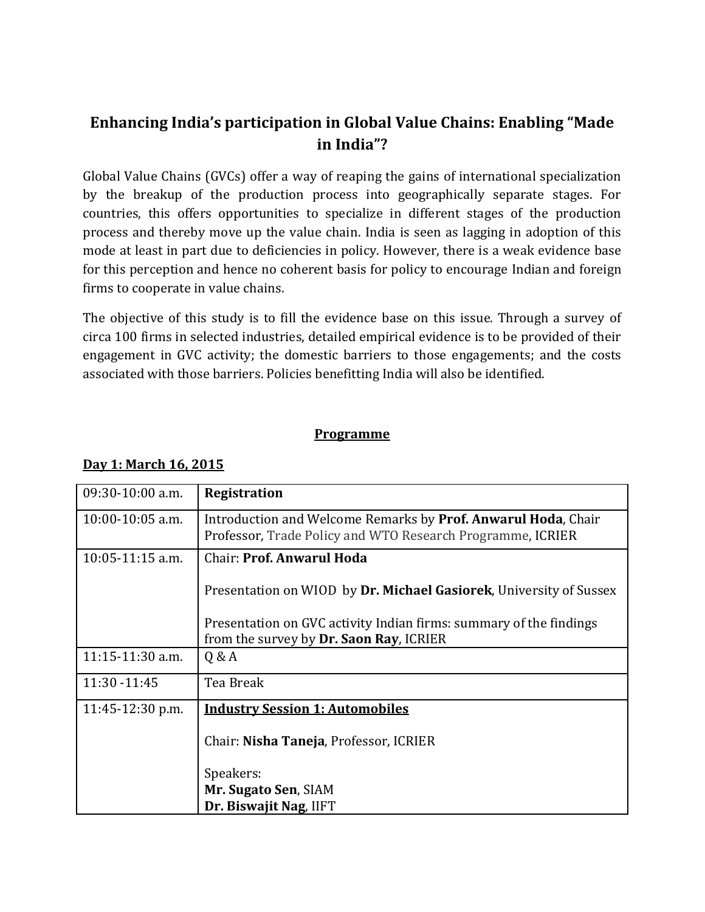# Enhancing India's participation in Global Value Chains: Enabling "Made in India"?

Global Value Chains (GVCs) offer a way of reaping the gains of international specialization by the breakup of the production process into geographically separate stages. For countries, this offers opportunities to specialize in different stages of the production process and thereby move up the value chain. India is seen as lagging in adoption of this mode at least in part due to deficiencies in policy. However, there is a weak evidence base for this perception and hence no coherent basis for policy to encourage Indian and foreign firms to cooperate in value chains.

The objective of this study is to fill the evidence base on this issue. Through a survey of circa 100 firms in selected industries, detailed empirical evidence is to be provided of their engagement in GVC activity; the domestic barriers to those engagements; and the costs associated with those barriers. Policies benefitting India will also be identified.

## Programme

**Day 1: March 16, 2015**

| | |
|---|---|
| 09:30-10:00 a.m. | **Registration** |
| 10:00-10:05 a.m. | Introduction and Welcome Remarks by **Prof. Anwarul Hoda**, Chair Professor, Trade Policy and WTO Research Programme, ICRIER |
| 10:05-11:15 a.m. | Chair: **Prof. Anwarul Hoda**<br><br>Presentation on WIOD by **Dr. Michael Gasiorek**, University of Sussex<br><br>Presentation on GVC activity Indian firms: summary of the findings from the survey by **Dr. Saon Ray**, ICRIER |
| 11:15-11:30 a.m. | Q & A |
| 11:30 -11:45 | Tea Break |
| 11:45-12:30 p.m. | **Industry Session 1: Automobiles**<br><br>Chair: **Nisha Taneja**, Professor, ICRIER<br><br>Speakers:<br>**Mr. Sugato Sen**, SIAM<br>**Dr. Biswajit Nag**, IIFT |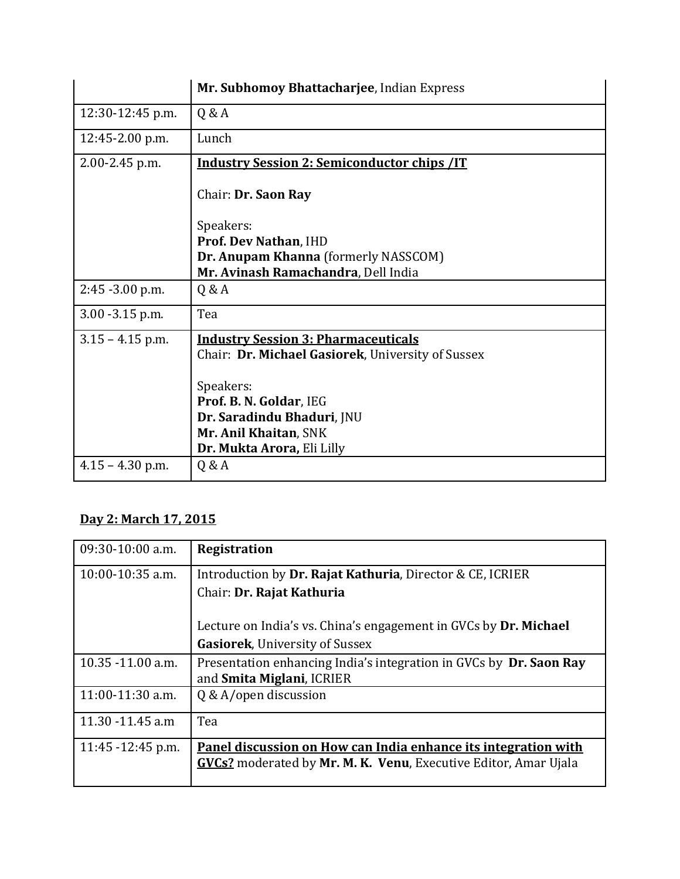| | |
|---|---|
| | **Mr. Subhomoy Bhattacharjee**, Indian Express |
| 12:30-12:45 p.m. | Q & A |
| 12:45-2.00 p.m. | Lunch |
| 2.00-2.45 p.m. | **Industry Session 2: Semiconductor chips /IT**<br><br>Chair: **Dr. Saon Ray**<br><br>Speakers:<br>**Prof. Dev Nathan**, IHD<br>**Dr. Anupam Khanna** (formerly NASSCOM)<br>**Mr. Avinash Ramachandra**, Dell India |
| 2:45 -3.00 p.m. | Q & A |
| 3.00 -3.15 p.m. | Tea |
| 3.15 – 4.15 p.m. | **Industry Session 3: Pharmaceuticals**<br>Chair: **Dr. Michael Gasiorek**, University of Sussex<br><br>Speakers:<br>**Prof. B. N. Goldar**, IEG<br>**Dr. Saradindu Bhaduri**, JNU<br>**Mr. Anil Khaitan**, SNK<br>**Dr. Mukta Arora,** Eli Lilly |
| 4.15 – 4.30 p.m. | Q & A |

## Day 2: March 17, 2015

| | |
|---|---|
| 09:30-10:00 a.m. | **Registration** |
| 10:00-10:35 a.m. | Introduction by **Dr. Rajat Kathuria**, Director & CE, ICRIER<br>Chair: **Dr. Rajat Kathuria**<br><br>Lecture on India's vs. China's engagement in GVCs by **Dr. Michael Gasiorek**, University of Sussex |
| 10.35 -11.00 a.m. | Presentation enhancing India's integration in GVCs by **Dr. Saon Ray** and **Smita Miglani**, ICRIER |
| 11:00-11:30 a.m. | Q & A/open discussion |
| 11.30 -11.45 a.m | Tea |
| 11:45 -12:45 p.m. | **Panel discussion on How can India enhance its integration with GVCs?** moderated by **Mr. M. K. Venu**, Executive Editor, Amar Ujala |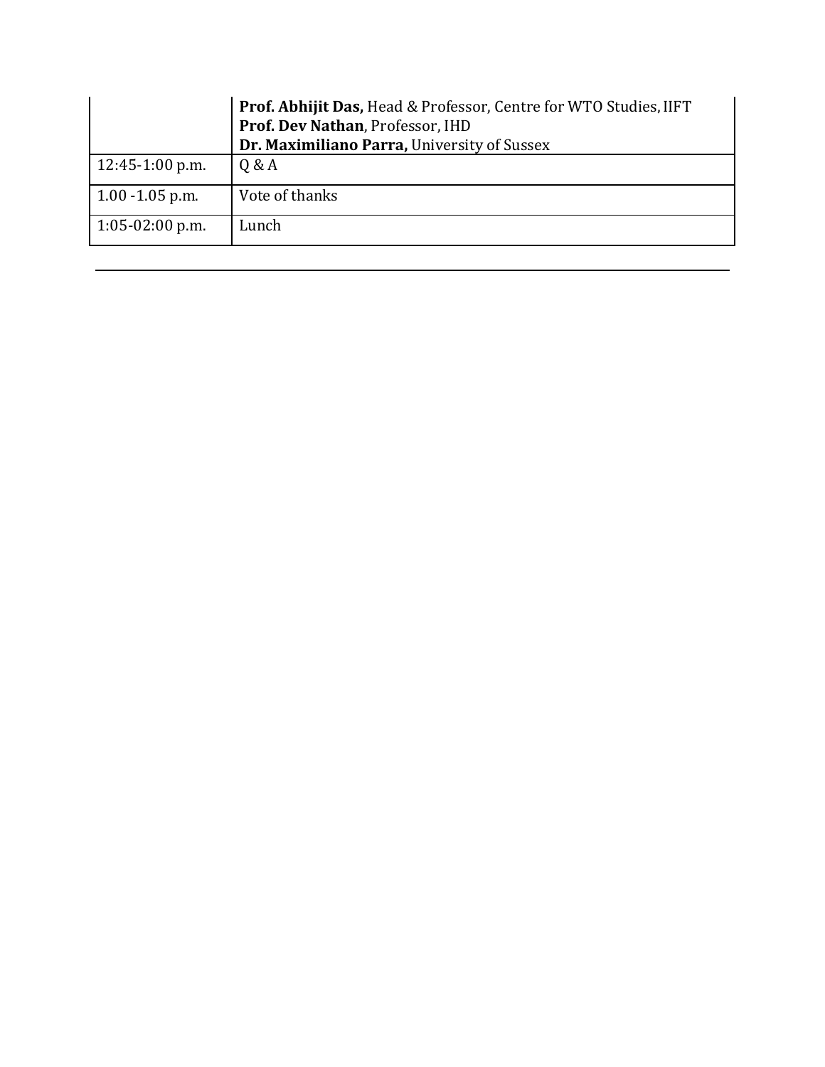| | |
|---|---|
| | **Prof. Abhijit Das,** Head & Professor, Centre for WTO Studies, IIFT<br>**Prof. Dev Nathan**, Professor, IHD<br>**Dr. Maximiliano Parra,** University of Sussex |
| 12:45-1:00 p.m. | Q & A |
| 1.00 -1.05 p.m. | Vote of thanks |
| 1:05-02:00 p.m. | Lunch |

---